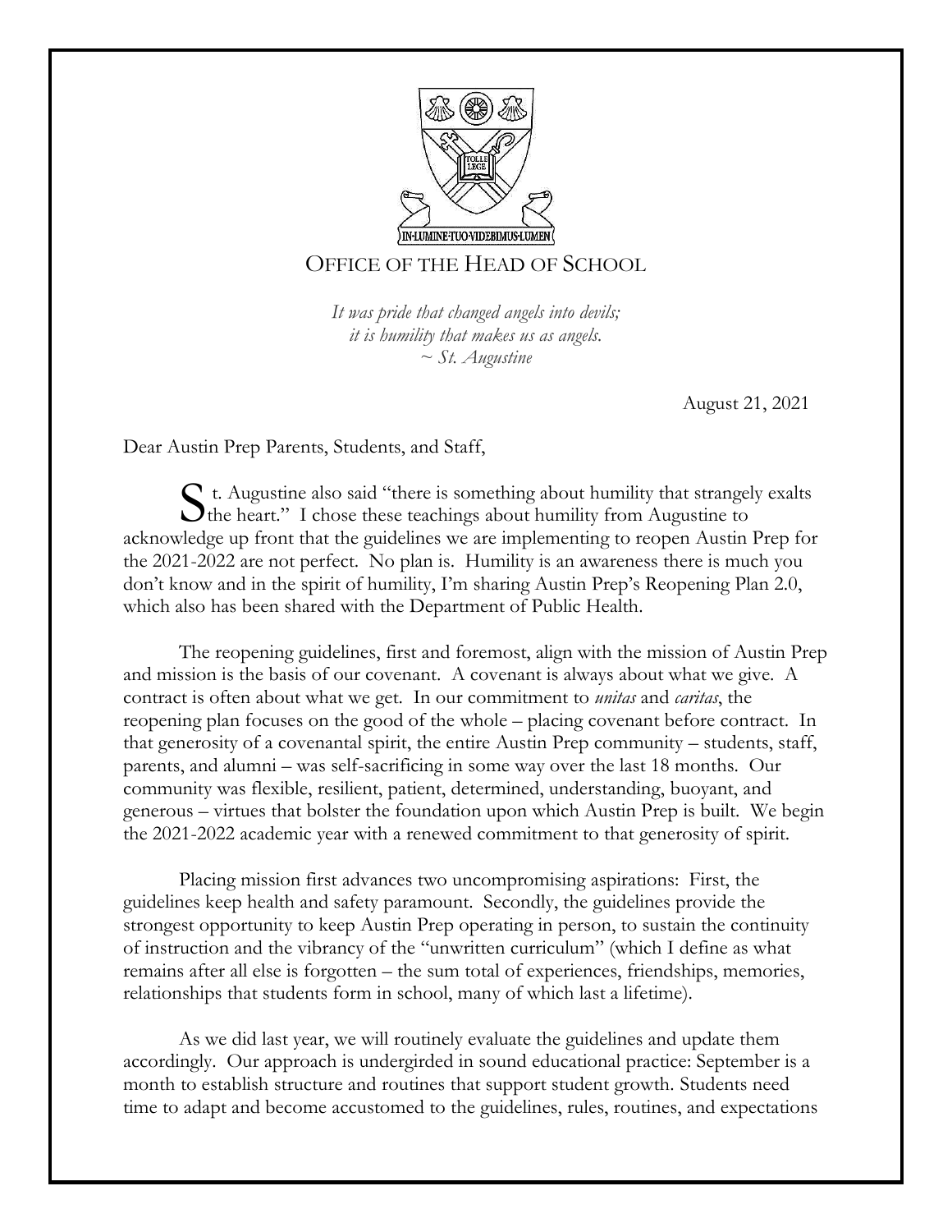IN·LUMINE·TUO·VIDEBIMUS·LUMEN

# OFFICE OF THE HEAD OF SCHOOL

*It was pride that changed angels into devils;*
*it is humility that makes us as angels.*
*~ St. Augustine*

August 21, 2021

Dear Austin Prep Parents, Students, and Staff,

St. Augustine also said "there is something about humility that strangely exalts the heart." I chose these teachings about humility from Augustine to acknowledge up front that the guidelines we are implementing to reopen Austin Prep for the 2021-2022 are not perfect. No plan is. Humility is an awareness there is much you don't know and in the spirit of humility, I'm sharing Austin Prep's Reopening Plan 2.0, which also has been shared with the Department of Public Health.

The reopening guidelines, first and foremost, align with the mission of Austin Prep and mission is the basis of our covenant. A covenant is always about what we give. A contract is often about what we get. In our commitment to *unitas* and *caritas*, the reopening plan focuses on the good of the whole – placing covenant before contract. In that generosity of a covenantal spirit, the entire Austin Prep community – students, staff, parents, and alumni – was self-sacrificing in some way over the last 18 months. Our community was flexible, resilient, patient, determined, understanding, buoyant, and generous – virtues that bolster the foundation upon which Austin Prep is built. We begin the 2021-2022 academic year with a renewed commitment to that generosity of spirit.

Placing mission first advances two uncompromising aspirations: First, the guidelines keep health and safety paramount. Secondly, the guidelines provide the strongest opportunity to keep Austin Prep operating in person, to sustain the continuity of instruction and the vibrancy of the "unwritten curriculum" (which I define as what remains after all else is forgotten – the sum total of experiences, friendships, memories, relationships that students form in school, many of which last a lifetime).

As we did last year, we will routinely evaluate the guidelines and update them accordingly. Our approach is undergirded in sound educational practice: September is a month to establish structure and routines that support student growth. Students need time to adapt and become accustomed to the guidelines, rules, routines, and expectations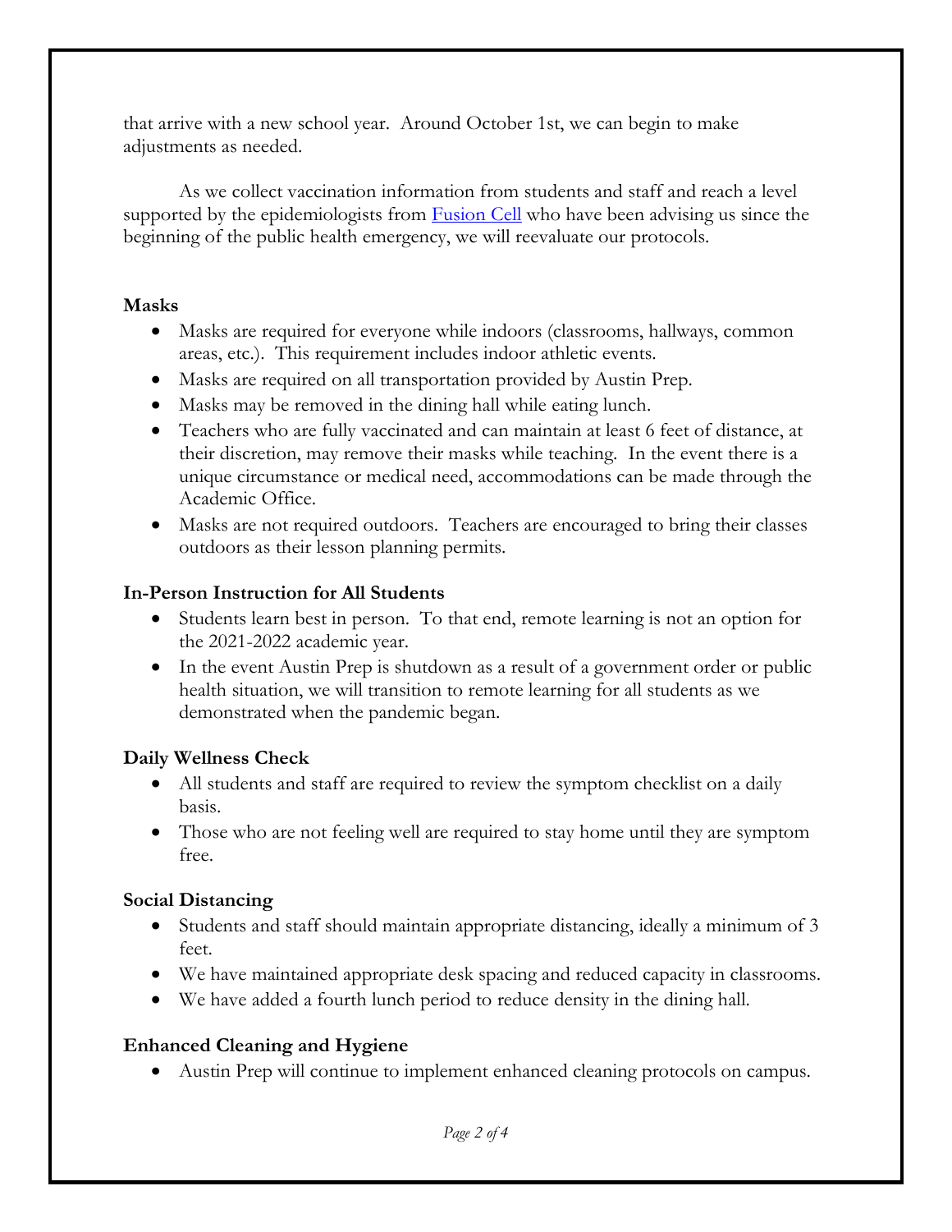that arrive with a new school year. Around October 1st, we can begin to make adjustments as needed.

As we collect vaccination information from students and staff and reach a level supported by the epidemiologists from [Fusion Cell](#) who have been advising us since the beginning of the public health emergency, we will reevaluate our protocols.

**Masks**

- Masks are required for everyone while indoors (classrooms, hallways, common areas, etc.). This requirement includes indoor athletic events.
- Masks are required on all transportation provided by Austin Prep.
- Masks may be removed in the dining hall while eating lunch.
- Teachers who are fully vaccinated and can maintain at least 6 feet of distance, at their discretion, may remove their masks while teaching. In the event there is a unique circumstance or medical need, accommodations can be made through the Academic Office.
- Masks are not required outdoors. Teachers are encouraged to bring their classes outdoors as their lesson planning permits.

**In-Person Instruction for All Students**

- Students learn best in person. To that end, remote learning is not an option for the 2021-2022 academic year.
- In the event Austin Prep is shutdown as a result of a government order or public health situation, we will transition to remote learning for all students as we demonstrated when the pandemic began.

**Daily Wellness Check**

- All students and staff are required to review the symptom checklist on a daily basis.
- Those who are not feeling well are required to stay home until they are symptom free.

**Social Distancing**

- Students and staff should maintain appropriate distancing, ideally a minimum of 3 feet.
- We have maintained appropriate desk spacing and reduced capacity in classrooms.
- We have added a fourth lunch period to reduce density in the dining hall.

**Enhanced Cleaning and Hygiene**

- Austin Prep will continue to implement enhanced cleaning protocols on campus.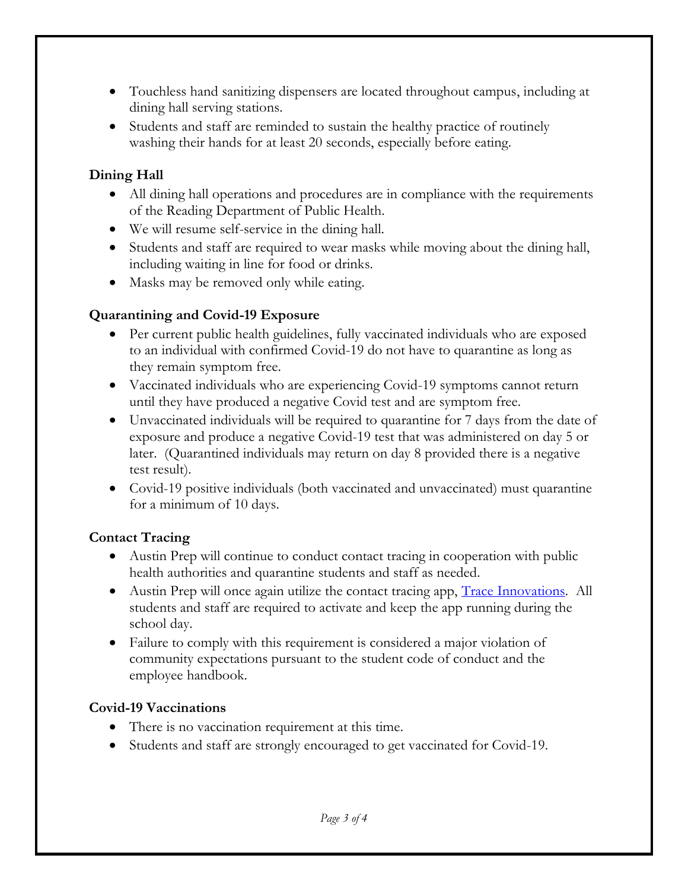- Touchless hand sanitizing dispensers are located throughout campus, including at dining hall serving stations.
- Students and staff are reminded to sustain the healthy practice of routinely washing their hands for at least 20 seconds, especially before eating.

**Dining Hall**

- All dining hall operations and procedures are in compliance with the requirements of the Reading Department of Public Health.
- We will resume self-service in the dining hall.
- Students and staff are required to wear masks while moving about the dining hall, including waiting in line for food or drinks.
- Masks may be removed only while eating.

**Quarantining and Covid-19 Exposure**

- Per current public health guidelines, fully vaccinated individuals who are exposed to an individual with confirmed Covid-19 do not have to quarantine as long as they remain symptom free.
- Vaccinated individuals who are experiencing Covid-19 symptoms cannot return until they have produced a negative Covid test and are symptom free.
- Unvaccinated individuals will be required to quarantine for 7 days from the date of exposure and produce a negative Covid-19 test that was administered on day 5 or later. (Quarantined individuals may return on day 8 provided there is a negative test result).
- Covid-19 positive individuals (both vaccinated and unvaccinated) must quarantine for a minimum of 10 days.

**Contact Tracing**

- Austin Prep will continue to conduct contact tracing in cooperation with public health authorities and quarantine students and staff as needed.
- Austin Prep will once again utilize the contact tracing app, Trace Innovations. All students and staff are required to activate and keep the app running during the school day.
- Failure to comply with this requirement is considered a major violation of community expectations pursuant to the student code of conduct and the employee handbook.

**Covid-19 Vaccinations**

- There is no vaccination requirement at this time.
- Students and staff are strongly encouraged to get vaccinated for Covid-19.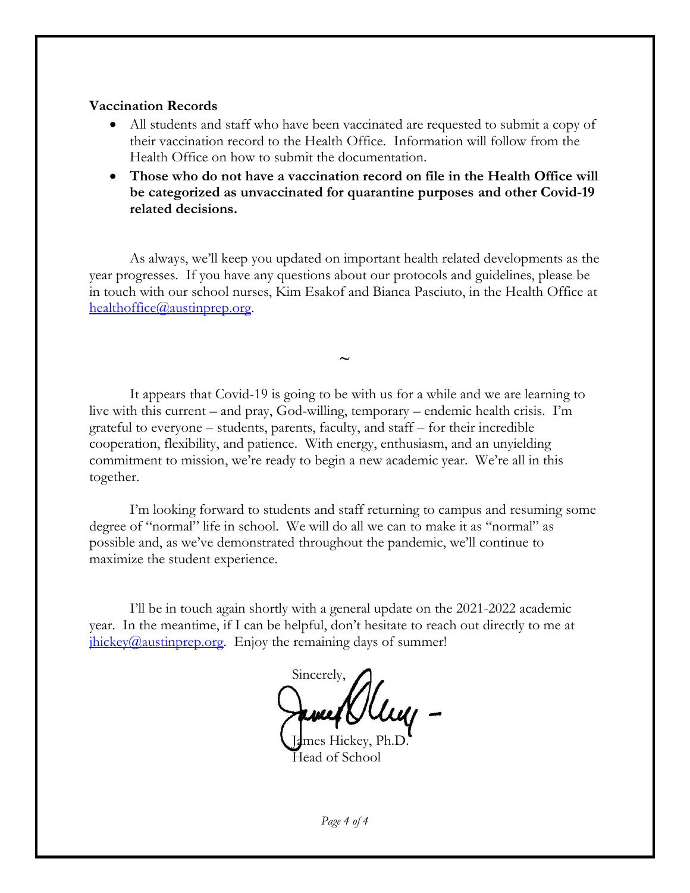**Vaccination Records**

- All students and staff who have been vaccinated are requested to submit a copy of their vaccination record to the Health Office. Information will follow from the Health Office on how to submit the documentation.
- **Those who do not have a vaccination record on file in the Health Office will be categorized as unvaccinated for quarantine purposes and other Covid-19 related decisions.**

As always, we'll keep you updated on important health related developments as the year progresses. If you have any questions about our protocols and guidelines, please be in touch with our school nurses, Kim Esakof and Bianca Pasciuto, in the Health Office at healthoffice@austinprep.org.

~

It appears that Covid-19 is going to be with us for a while and we are learning to live with this current – and pray, God-willing, temporary – endemic health crisis. I'm grateful to everyone – students, parents, faculty, and staff – for their incredible cooperation, flexibility, and patience. With energy, enthusiasm, and an unyielding commitment to mission, we're ready to begin a new academic year. We're all in this together.

I'm looking forward to students and staff returning to campus and resuming some degree of "normal" life in school. We will do all we can to make it as "normal" as possible and, as we've demonstrated throughout the pandemic, we'll continue to maximize the student experience.

I'll be in touch again shortly with a general update on the 2021-2022 academic year. In the meantime, if I can be helpful, don't hesitate to reach out directly to me at jhickey@austinprep.org. Enjoy the remaining days of summer!

Sincerely,

James Hickey, Ph.D.
Head of School